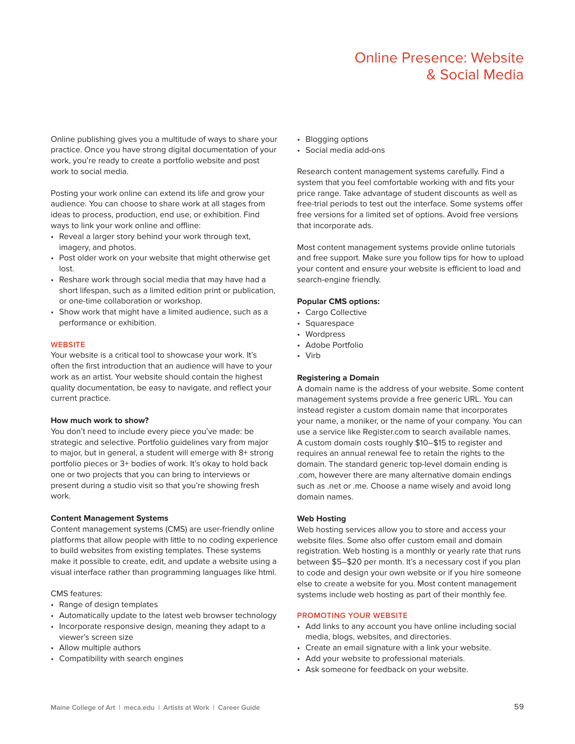# Online Presence: Website & Social Media

Online publishing gives you a multitude of ways to share your practice. Once you have strong digital documentation of your work, you're ready to create a portfolio website and post work to social media.

Posting your work online can extend its life and grow your audience. You can choose to share work at all stages from ideas to process, production, end use, or exhibition. Find ways to link your work online and offline:

- Reveal a larger story behind your work through text, imagery, and photos.
- Post older work on your website that might otherwise get lost.
- Reshare work through social media that may have had a short lifespan, such as a limited edition print or publication, or one-time collaboration or workshop.
- Show work that might have a limited audience, such as a performance or exhibition.

## WEBSITE

Your website is a critical tool to showcase your work. It's often the first introduction that an audience will have to your work as an artist. Your website should contain the highest quality documentation, be easy to navigate, and reflect your current practice.

### How much work to show?

You don't need to include every piece you've made: be strategic and selective. Portfolio guidelines vary from major to major, but in general, a student will emerge with 8+ strong portfolio pieces or 3+ bodies of work. It's okay to hold back one or two projects that you can bring to interviews or present during a studio visit so that you're showing fresh work.

### Content Management Systems

Content management systems (CMS) are user-friendly online platforms that allow people with little to no coding experience to build websites from existing templates. These systems make it possible to create, edit, and update a website using a visual interface rather than programming languages like html.

CMS features:

- Range of design templates
- Automatically update to the latest web browser technology
- Incorporate responsive design, meaning they adapt to a viewer's screen size
- Allow multiple authors
- Compatibility with search engines
- Blogging options
- Social media add-ons

Research content management systems carefully. Find a system that you feel comfortable working with and fits your price range. Take advantage of student discounts as well as free-trial periods to test out the interface. Some systems offer free versions for a limited set of options. Avoid free versions that incorporate ads.

Most content management systems provide online tutorials and free support. Make sure you follow tips for how to upload your content and ensure your website is efficient to load and search-engine friendly.

**Popular CMS options:**

- Cargo Collective
- Squarespace
- Wordpress
- Adobe Portfolio
- Virb

### Registering a Domain

A domain name is the address of your website. Some content management systems provide a free generic URL. You can instead register a custom domain name that incorporates your name, a moniker, or the name of your company. You can use a service like Register.com to search available names. A custom domain costs roughly $10–$15 to register and requires an annual renewal fee to retain the rights to the domain. The standard generic top-level domain ending is .com, however there are many alternative domain endings such as .net or .me. Choose a name wisely and avoid long domain names.

### Web Hosting

Web hosting services allow you to store and access your website files. Some also offer custom email and domain registration. Web hosting is a monthly or yearly rate that runs between $5–$20 per month. It's a necessary cost if you plan to code and design your own website or if you hire someone else to create a website for you. Most content management systems include web hosting as part of their monthly fee.

## PROMOTING YOUR WEBSITE

- Add links to any account you have online including social media, blogs, websites, and directories.
- Create an email signature with a link your website.
- Add your website to professional materials.
- Ask someone for feedback on your website.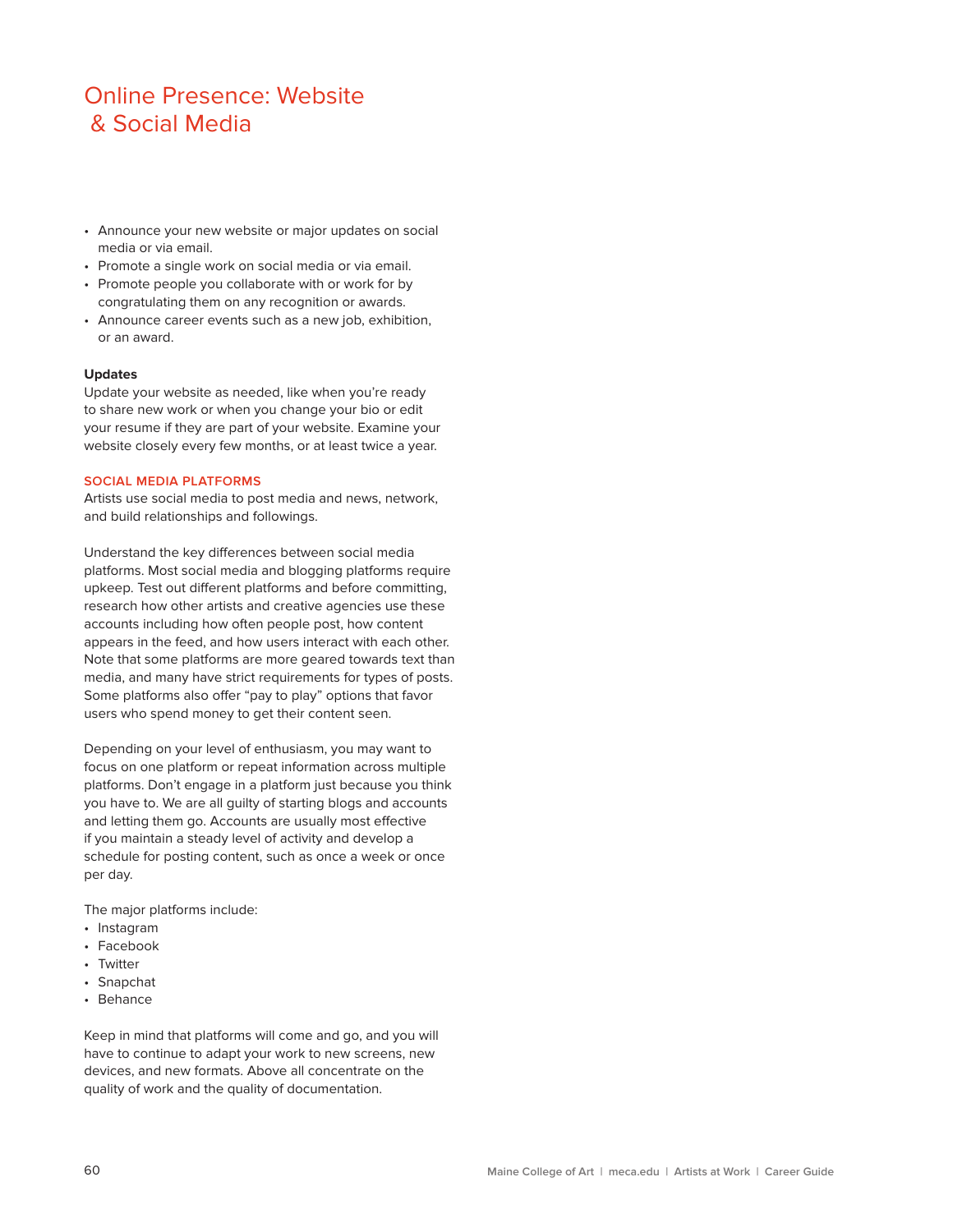# Online Presence: Website & Social Media

- Announce your new website or major updates on social media or via email.
- Promote a single work on social media or via email.
- Promote people you collaborate with or work for by congratulating them on any recognition or awards.
- Announce career events such as a new job, exhibition, or an award.

**Updates**
Update your website as needed, like when you're ready to share new work or when you change your bio or edit your resume if they are part of your website. Examine your website closely every few months, or at least twice a year.

## SOCIAL MEDIA PLATFORMS

Artists use social media to post media and news, network, and build relationships and followings.

Understand the key differences between social media platforms. Most social media and blogging platforms require upkeep. Test out different platforms and before committing, research how other artists and creative agencies use these accounts including how often people post, how content appears in the feed, and how users interact with each other. Note that some platforms are more geared towards text than media, and many have strict requirements for types of posts. Some platforms also offer "pay to play" options that favor users who spend money to get their content seen.

Depending on your level of enthusiasm, you may want to focus on one platform or repeat information across multiple platforms. Don't engage in a platform just because you think you have to. We are all guilty of starting blogs and accounts and letting them go. Accounts are usually most effective if you maintain a steady level of activity and develop a schedule for posting content, such as once a week or once per day.

The major platforms include:
- Instagram
- Facebook
- Twitter
- Snapchat
- Behance

Keep in mind that platforms will come and go, and you will have to continue to adapt your work to new screens, new devices, and new formats. Above all concentrate on the quality of work and the quality of documentation.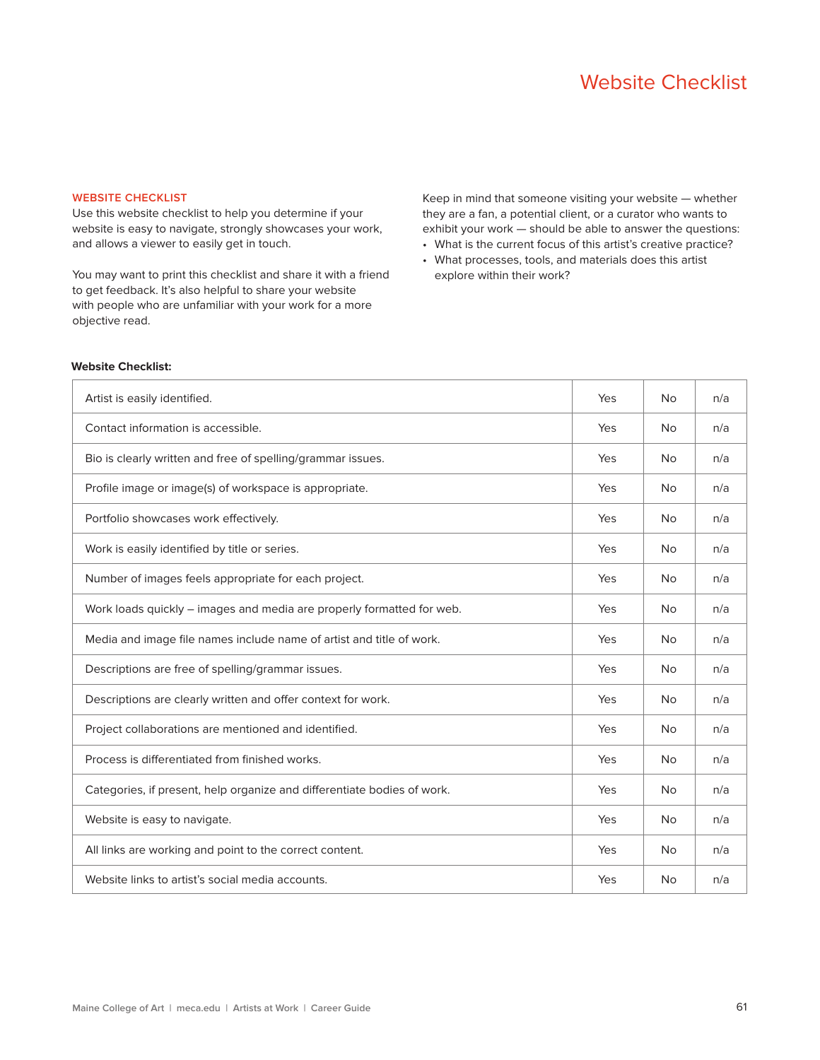# Website Checklist

## WEBSITE CHECKLIST

Use this website checklist to help you determine if your website is easy to navigate, strongly showcases your work, and allows a viewer to easily get in touch.

You may want to print this checklist and share it with a friend to get feedback. It's also helpful to share your website with people who are unfamiliar with your work for a more objective read.

Keep in mind that someone visiting your website — whether they are a fan, a potential client, or a curator who wants to exhibit your work — should be able to answer the questions:

- What is the current focus of this artist's creative practice?
- What processes, tools, and materials does this artist explore within their work?

**Website Checklist:**

| | | | |
|---|---|---|---|
| Artist is easily identified. | Yes | No | n/a |
| Contact information is accessible. | Yes | No | n/a |
| Bio is clearly written and free of spelling/grammar issues. | Yes | No | n/a |
| Profile image or image(s) of workspace is appropriate. | Yes | No | n/a |
| Portfolio showcases work effectively. | Yes | No | n/a |
| Work is easily identified by title or series. | Yes | No | n/a |
| Number of images feels appropriate for each project. | Yes | No | n/a |
| Work loads quickly – images and media are properly formatted for web. | Yes | No | n/a |
| Media and image file names include name of artist and title of work. | Yes | No | n/a |
| Descriptions are free of spelling/grammar issues. | Yes | No | n/a |
| Descriptions are clearly written and offer context for work. | Yes | No | n/a |
| Project collaborations are mentioned and identified. | Yes | No | n/a |
| Process is differentiated from finished works. | Yes | No | n/a |
| Categories, if present, help organize and differentiate bodies of work. | Yes | No | n/a |
| Website is easy to navigate. | Yes | No | n/a |
| All links are working and point to the correct content. | Yes | No | n/a |
| Website links to artist's social media accounts. | Yes | No | n/a |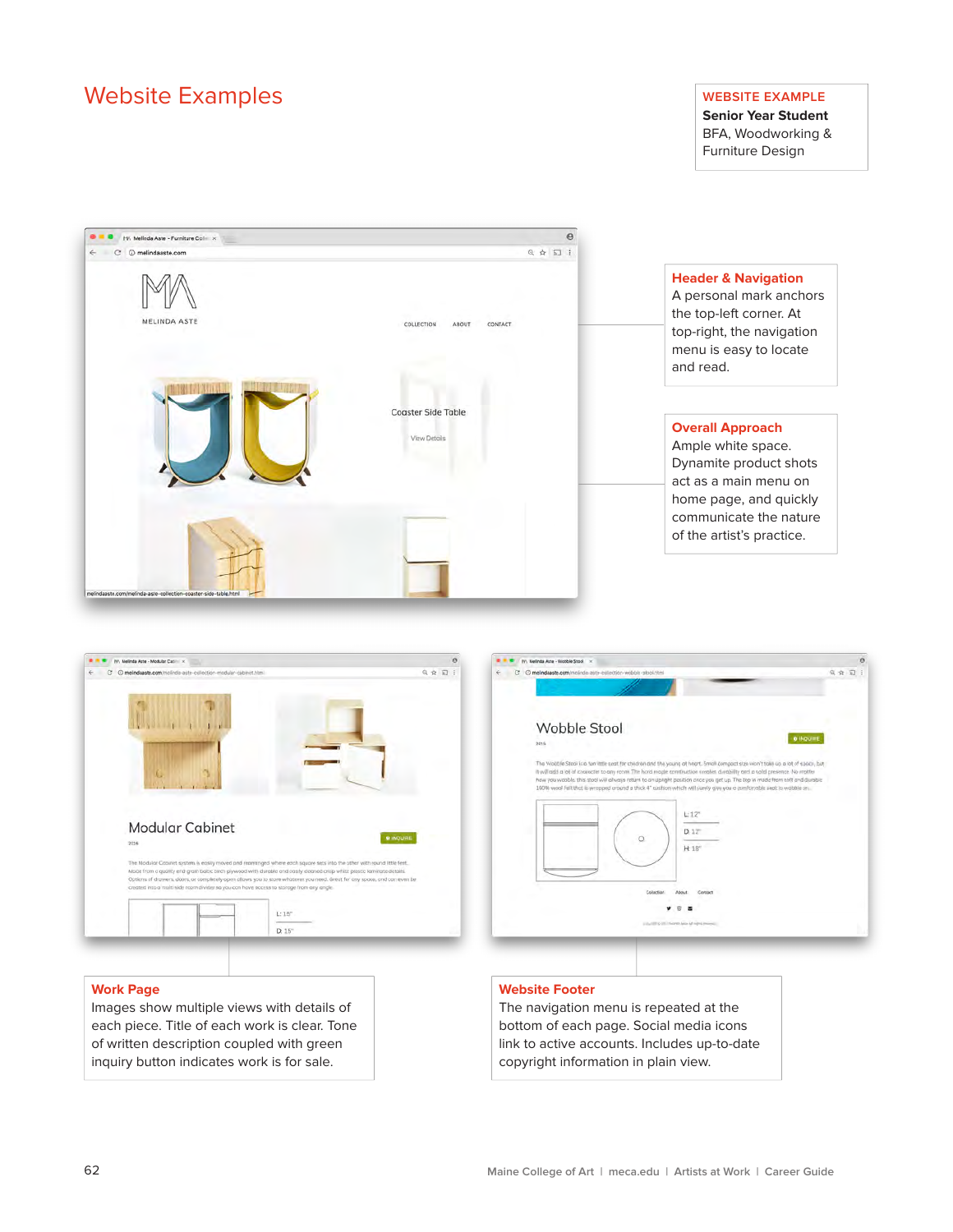# Website Examples

**WEBSITE EXAMPLE**
**Senior Year Student**
BFA, Woodworking & Furniture Design

**Header & Navigation**
A personal mark anchors the top-left corner. At top-right, the navigation menu is easy to locate and read.

**Overall Approach**
Ample white space. Dynamite product shots act as a main menu on home page, and quickly communicate the nature of the artist's practice.

**Work Page**
Images show multiple views with details of each piece. Title of each work is clear. Tone of written description coupled with green inquiry button indicates work is for sale.

**Website Footer**
The navigation menu is repeated at the bottom of each page. Social media icons link to active accounts. Includes up-to-date copyright information in plain view.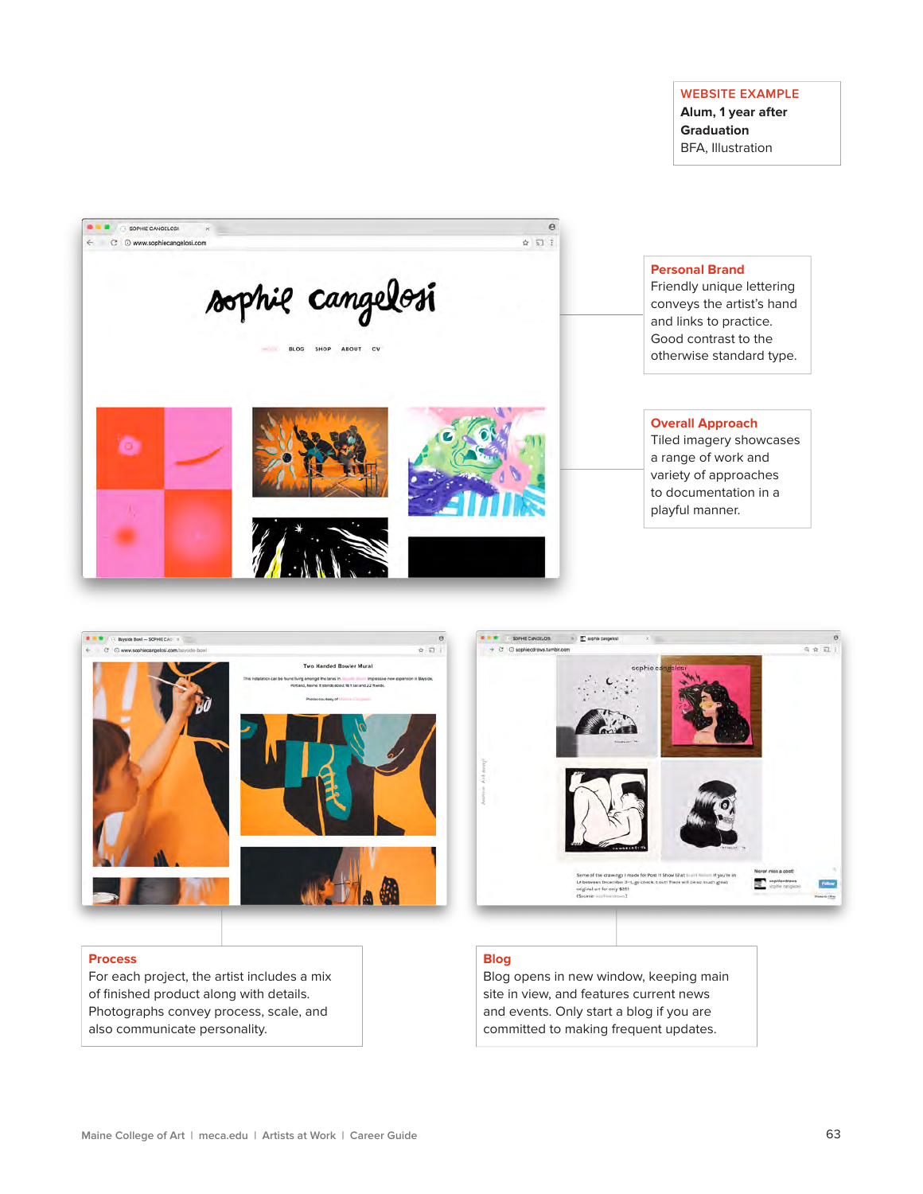**WEBSITE EXAMPLE**
**Alum, 1 year after Graduation**
BFA, Illustration

**Personal Brand**
Friendly unique lettering conveys the artist's hand and links to practice. Good contrast to the otherwise standard type.

**Overall Approach**
Tiled imagery showcases a range of work and variety of approaches to documentation in a playful manner.

**Process**
For each project, the artist includes a mix of finished product along with details. Photographs convey process, scale, and also communicate personality.

**Blog**
Blog opens in new window, keeping main site in view, and features current news and events. Only start a blog if you are committed to making frequent updates.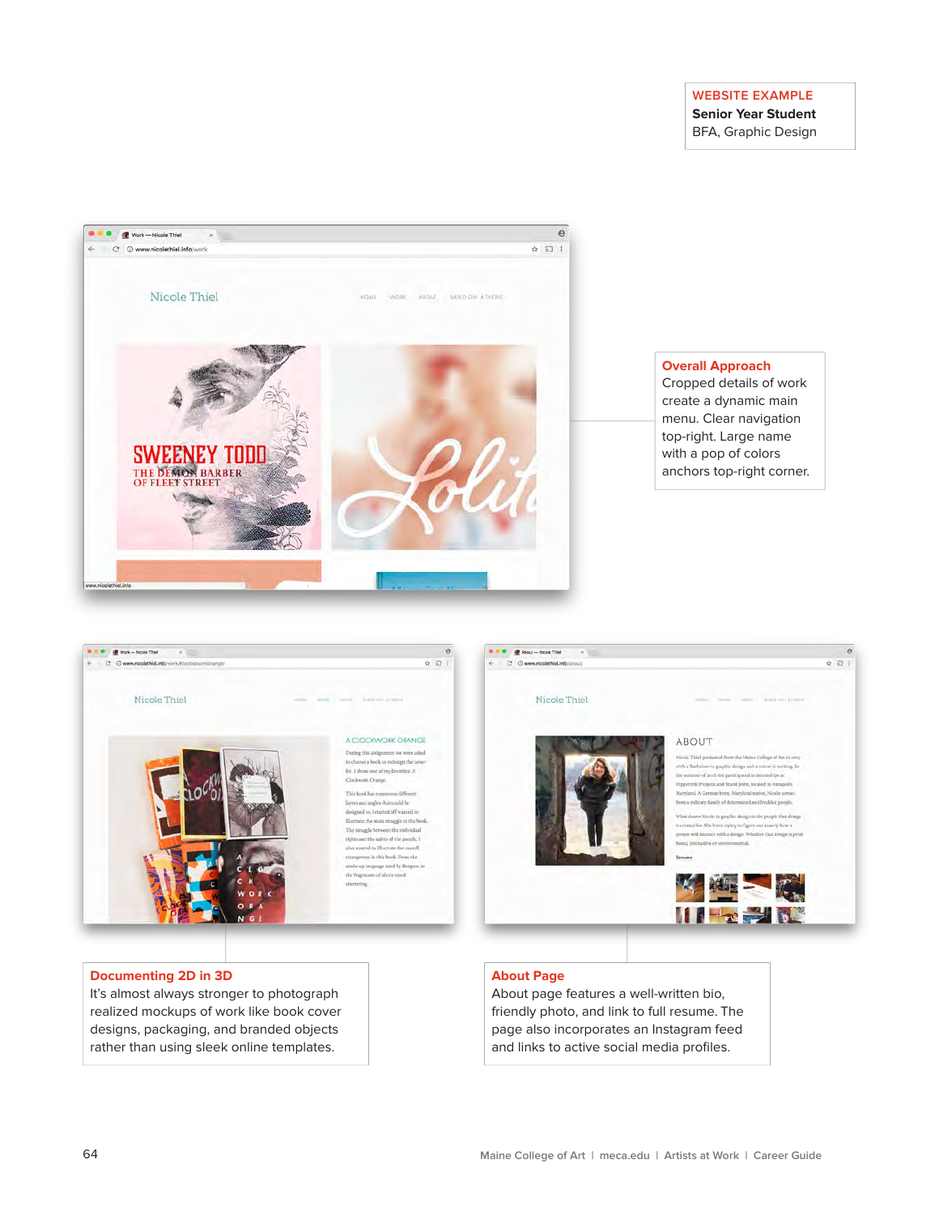**WEBSITE EXAMPLE**
**Senior Year Student**
BFA, Graphic Design

**Overall Approach**
Cropped details of work create a dynamic main menu. Clear navigation top-right. Large name with a pop of colors anchors top-right corner.

**Documenting 2D in 3D**
It's almost always stronger to photograph realized mockups of work like book cover designs, packaging, and branded objects rather than using sleek online templates.

**About Page**
About page features a well-written bio, friendly photo, and link to full resume. The page also incorporates an Instagram feed and links to active social media profiles.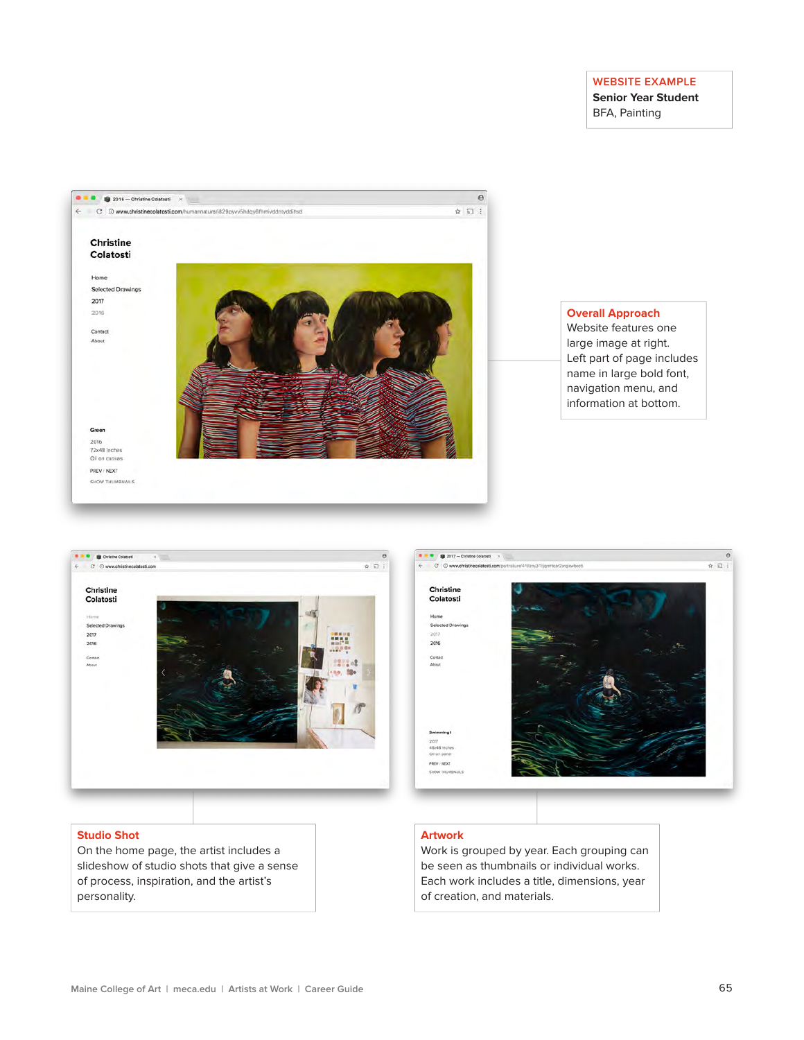WEBSITE EXAMPLE
**Senior Year Student**
BFA, Painting

**Overall Approach**
Website features one large image at right. Left part of page includes name in large bold font, navigation menu, and information at bottom.

**Studio Shot**
On the home page, the artist includes a slideshow of studio shots that give a sense of process, inspiration, and the artist's personality.

**Artwork**
Work is grouped by year. Each grouping can be seen as thumbnails or individual works. Each work includes a title, dimensions, year of creation, and materials.